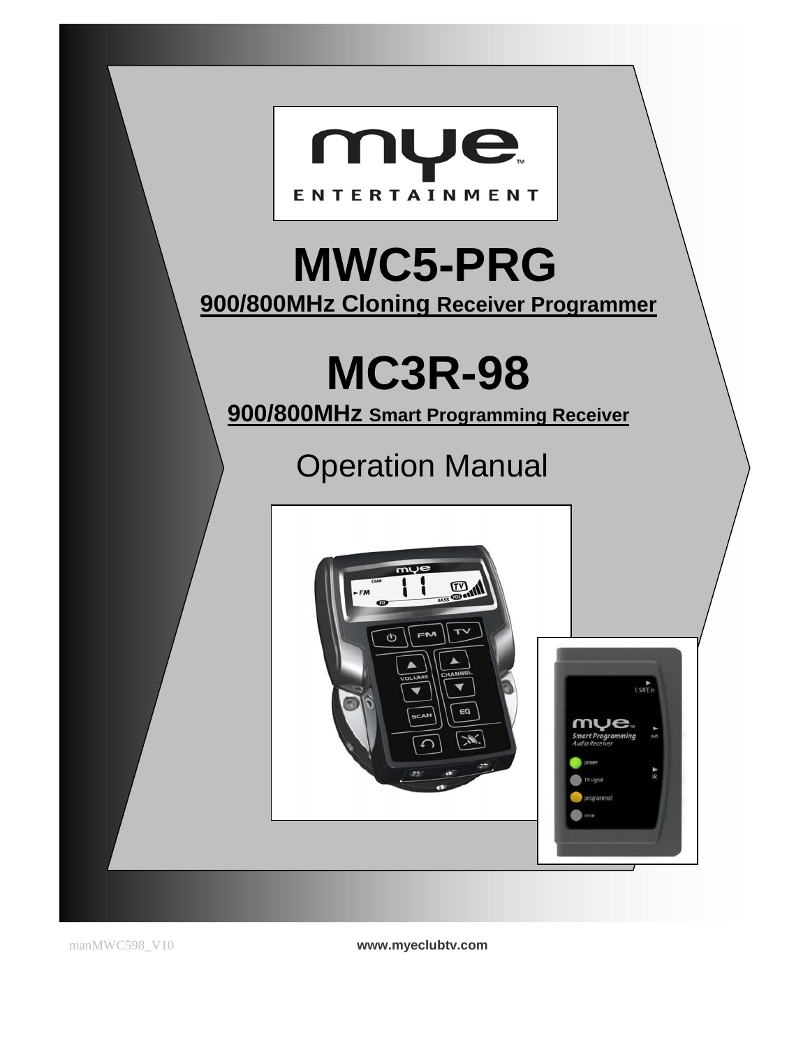# MWC5-PRG

**900/800MHz Cloning Receiver Programmer**

# MC3R-98

**900/800MHz Smart Programming Receiver**

## Operation Manual

manMWC598_V10

**www.myeclubtv.com**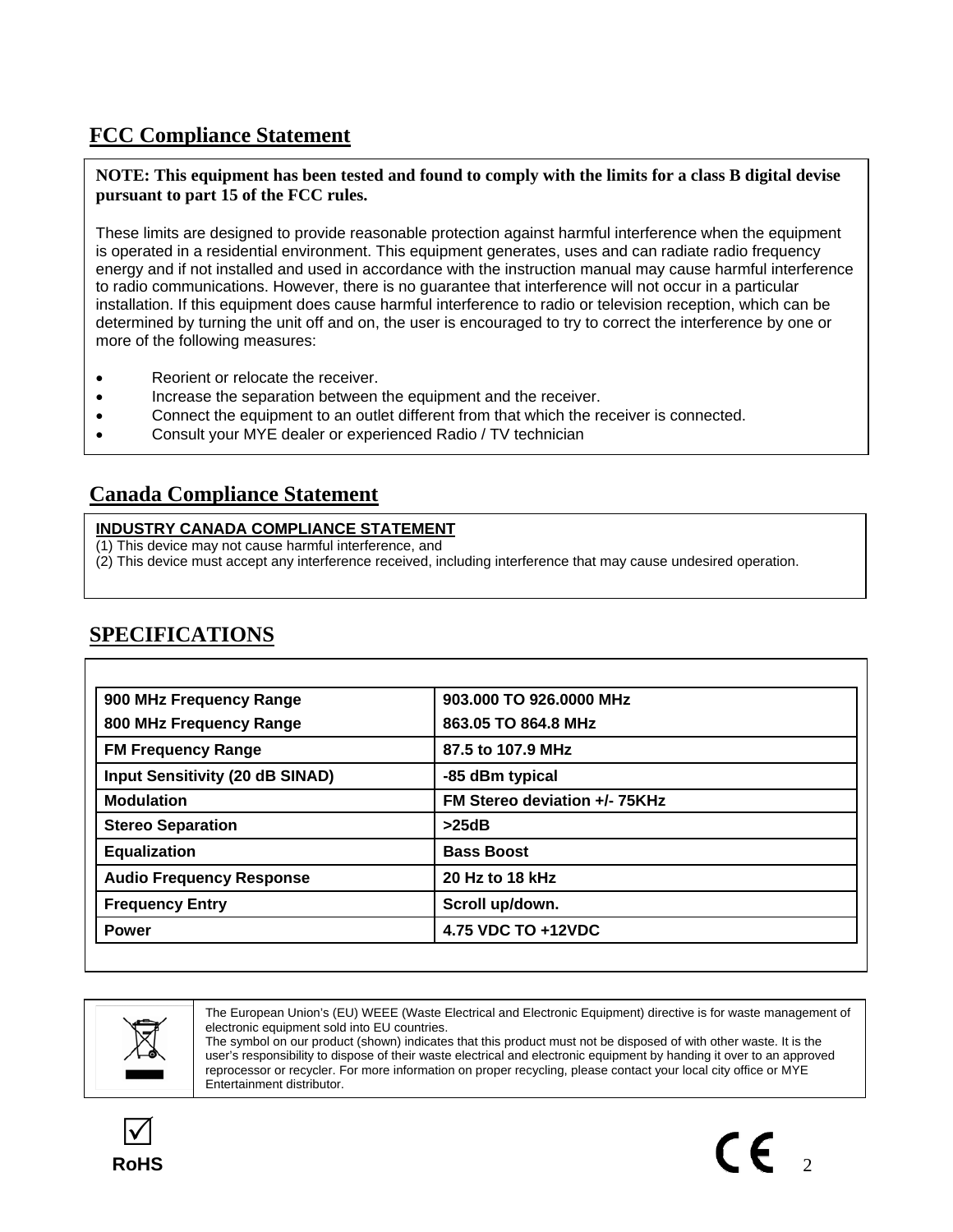## FCC Compliance Statement

**NOTE: This equipment has been tested and found to comply with the limits for a class B digital devise pursuant to part 15 of the FCC rules.**

These limits are designed to provide reasonable protection against harmful interference when the equipment is operated in a residential environment. This equipment generates, uses and can radiate radio frequency energy and if not installed and used in accordance with the instruction manual may cause harmful interference to radio communications. However, there is no guarantee that interference will not occur in a particular installation. If this equipment does cause harmful interference to radio or television reception, which can be determined by turning the unit off and on, the user is encouraged to try to correct the interference by one or more of the following measures:

- Reorient or relocate the receiver.
- Increase the separation between the equipment and the receiver.
- Connect the equipment to an outlet different from that which the receiver is connected.
- Consult your MYE dealer or experienced Radio / TV technician

## Canada Compliance Statement

**INDUSTRY CANADA COMPLIANCE STATEMENT**

(1) This device may not cause harmful interference, and

(2) This device must accept any interference received, including interference that may cause undesired operation.

## SPECIFICATIONS

| | |
|---|---|
| **900 MHz Frequency Range** | **903.000 TO 926.0000 MHz** |
| **800 MHz Frequency Range** | **863.05 TO 864.8 MHz** |
| **FM Frequency Range** | **87.5 to 107.9 MHz** |
| **Input Sensitivity (20 dB SINAD)** | **-85 dBm typical** |
| **Modulation** | **FM Stereo deviation +/- 75KHz** |
| **Stereo Separation** | **>25dB** |
| **Equalization** | **Bass Boost** |
| **Audio Frequency Response** | **20 Hz to 18 kHz** |
| **Frequency Entry** | **Scroll up/down.** |
| **Power** | **4.75 VDC TO +12VDC** |

The European Union's (EU) WEEE (Waste Electrical and Electronic Equipment) directive is for waste management of electronic equipment sold into EU countries.
The symbol on our product (shown) indicates that this product must not be disposed of with other waste. It is the user's responsibility to dispose of their waste electrical and electronic equipment by handing it over to an approved reprocessor or recycler. For more information on proper recycling, please contact your local city office or MYE Entertainment distributor.

☑ **RoHS**

CE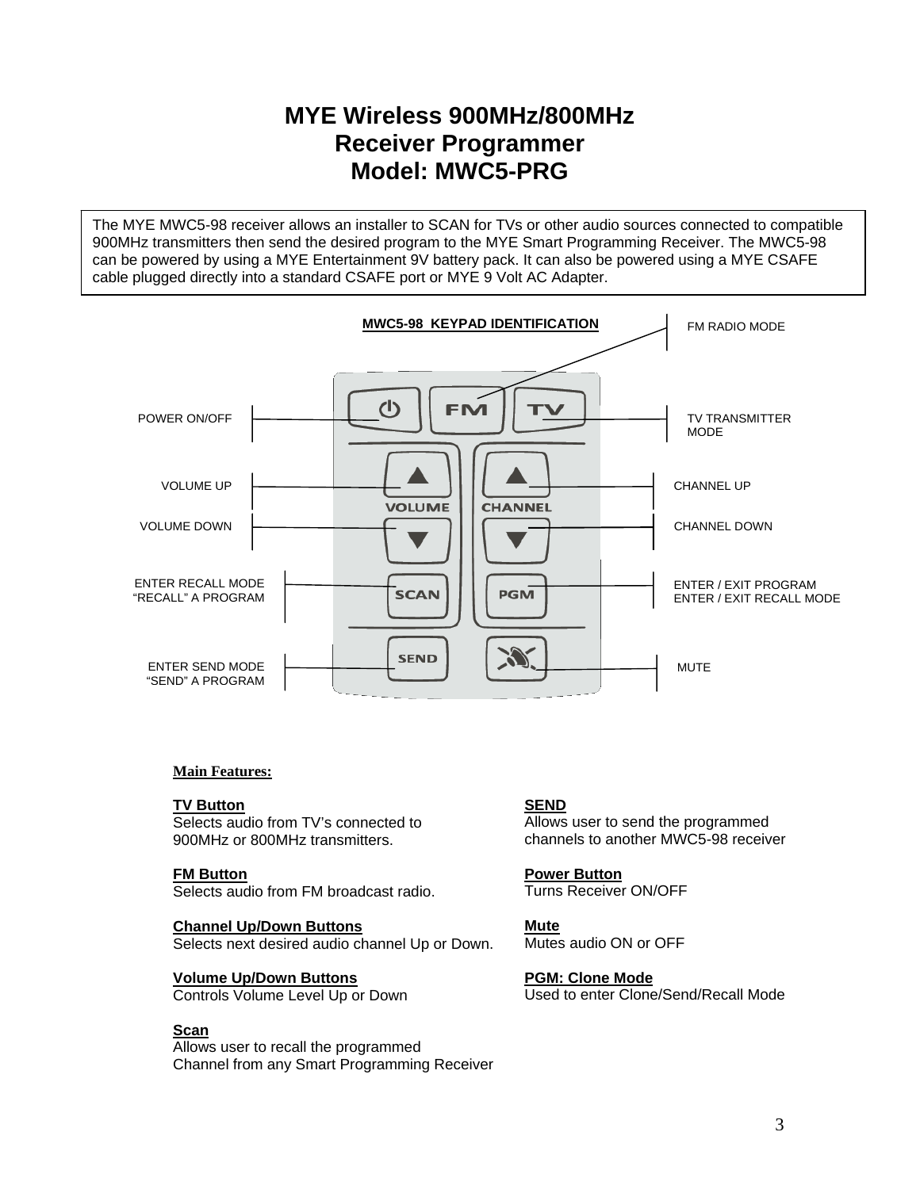# MYE Wireless 900MHz/800MHz Receiver Programmer Model: MWC5-PRG

The MYE MWC5-98 receiver allows an installer to SCAN for TVs or other audio sources connected to compatible 900MHz transmitters then send the desired program to the MYE Smart Programming Receiver. The MWC5-98 can be powered by using a MYE Entertainment 9V battery pack. It can also be powered using a MYE CSAFE cable plugged directly into a standard CSAFE port or MYE 9 Volt AC Adapter.

**MWC5-98 KEYPAD IDENTIFICATION**

- POWER ON/OFF
- FM RADIO MODE
- TV TRANSMITTER MODE
- VOLUME UP
- VOLUME DOWN
- CHANNEL UP
- CHANNEL DOWN
- ENTER RECALL MODE “RECALL” A PROGRAM
- ENTER / EXIT PROGRAM ENTER / EXIT RECALL MODE
- ENTER SEND MODE “SEND” A PROGRAM
- MUTE

**Main Features:**

**TV Button**
Selects audio from TV’s connected to 900MHz or 800MHz transmitters.

**FM Button**
Selects audio from FM broadcast radio.

**Channel Up/Down Buttons**
Selects next desired audio channel Up or Down.

**Volume Up/Down Buttons**
Controls Volume Level Up or Down

**Scan**
Allows user to recall the programmed Channel from any Smart Programming Receiver

**SEND**
Allows user to send the programmed channels to another MWC5-98 receiver

**Power Button**
Turns Receiver ON/OFF

**Mute**
Mutes audio ON or OFF

**PGM: Clone Mode**
Used to enter Clone/Send/Recall Mode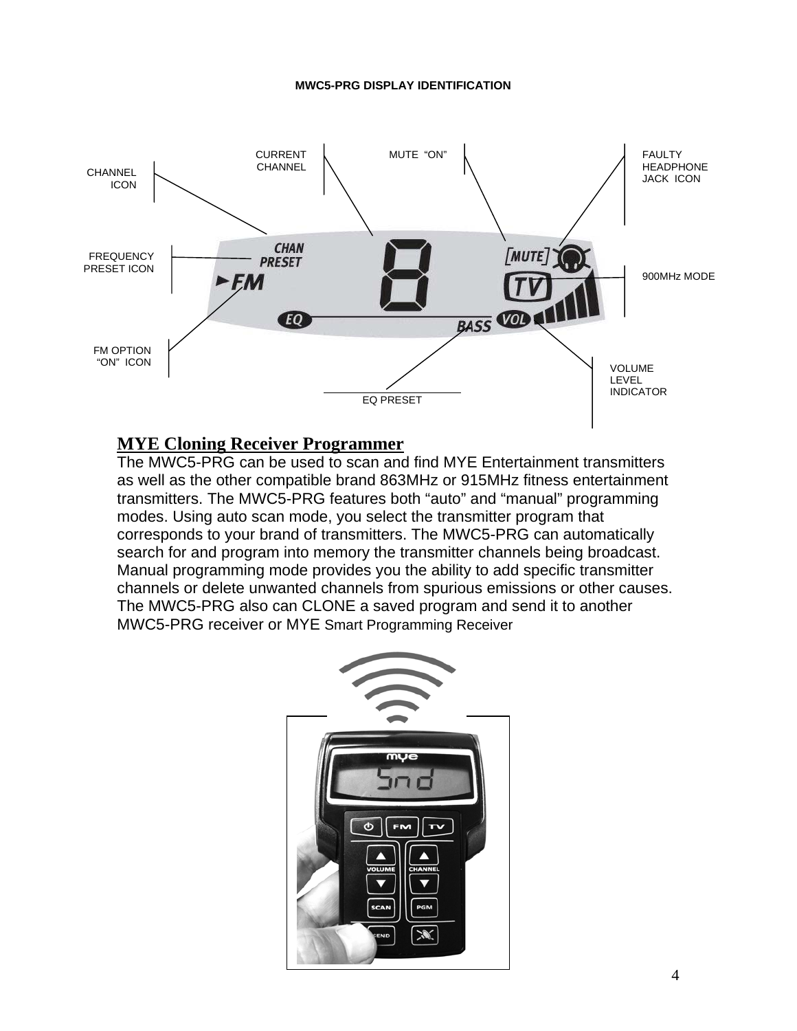**MWC5-PRG DISPLAY IDENTIFICATION**

CHANNEL ICON

CURRENT CHANNEL

MUTE "ON"

FAULTY HEADPHONE JACK ICON

FREQUENCY PRESET ICON

900MHz MODE

FM OPTION "ON" ICON

EQ PRESET

VOLUME LEVEL INDICATOR

## MYE Cloning Receiver Programmer

The MWC5-PRG can be used to scan and find MYE Entertainment transmitters as well as the other compatible brand 863MHz or 915MHz fitness entertainment transmitters. The MWC5-PRG features both "auto" and "manual" programming modes. Using auto scan mode, you select the transmitter program that corresponds to your brand of transmitters. The MWC5-PRG can automatically search for and program into memory the transmitter channels being broadcast. Manual programming mode provides you the ability to add specific transmitter channels or delete unwanted channels from spurious emissions or other causes. The MWC5-PRG also can CLONE a saved program and send it to another MWC5-PRG receiver or MYE Smart Programming Receiver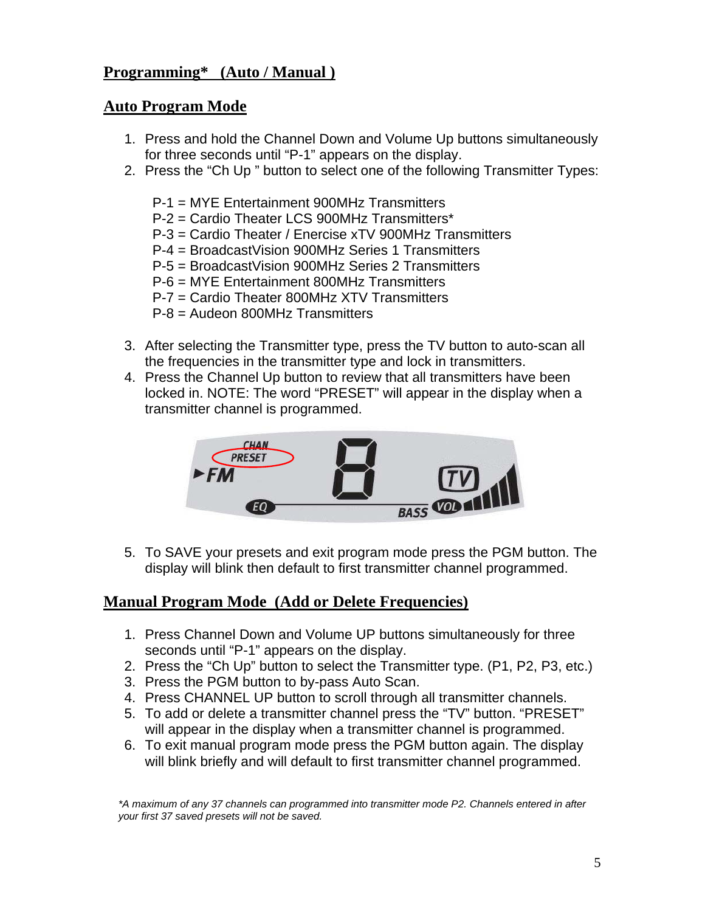## Programming* (Auto / Manual )

### Auto Program Mode

1. Press and hold the Channel Down and Volume Up buttons simultaneously for three seconds until "P-1" appears on the display.
2. Press the "Ch Up " button to select one of the following Transmitter Types:

   P-1 = MYE Entertainment 900MHz Transmitters
   P-2 = Cardio Theater LCS 900MHz Transmitters*
   P-3 = Cardio Theater / Enercise xTV 900MHz Transmitters
   P-4 = BroadcastVision 900MHz Series 1 Transmitters
   P-5 = BroadcastVision 900MHz Series 2 Transmitters
   P-6 = MYE Entertainment 800MHz Transmitters
   P-7 = Cardio Theater 800MHz XTV Transmitters
   P-8 = Audeon 800MHz Transmitters

3. After selecting the Transmitter type, press the TV button to auto-scan all the frequencies in the transmitter type and lock in transmitters.
4. Press the Channel Up button to review that all transmitters have been locked in. NOTE: The word "PRESET" will appear in the display when a transmitter channel is programmed.

5. To SAVE your presets and exit program mode press the PGM button. The display will blink then default to first transmitter channel programmed.

### Manual Program Mode (Add or Delete Frequencies)

1. Press Channel Down and Volume UP buttons simultaneously for three seconds until "P-1" appears on the display.
2. Press the "Ch Up" button to select the Transmitter type. (P1, P2, P3, etc.)
3. Press the PGM button to by-pass Auto Scan.
4. Press CHANNEL UP button to scroll through all transmitter channels.
5. To add or delete a transmitter channel press the "TV" button. "PRESET" will appear in the display when a transmitter channel is programmed.
6. To exit manual program mode press the PGM button again. The display will blink briefly and will default to first transmitter channel programmed.

*\*A maximum of any 37 channels can programmed into transmitter mode P2. Channels entered in after your first 37 saved presets will not be saved.*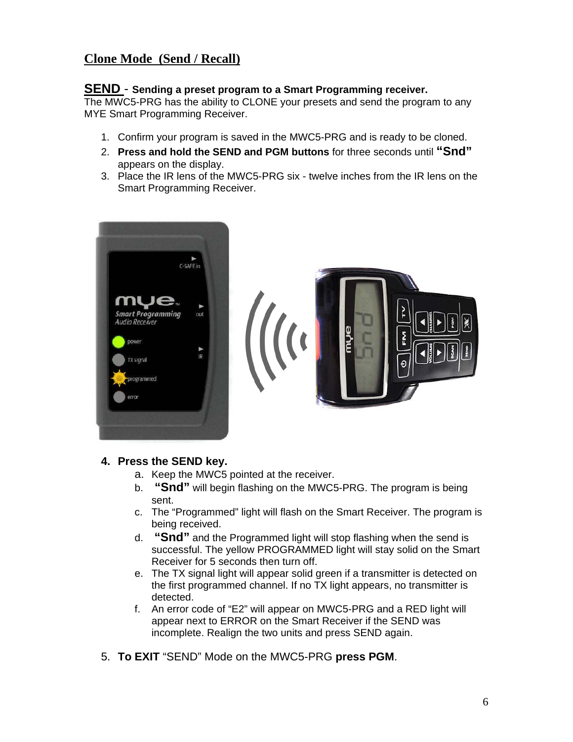## Clone Mode (Send / Recall)

**SEND - Sending a preset program to a Smart Programming receiver.**

The MWC5-PRG has the ability to CLONE your presets and send the program to any MYE Smart Programming Receiver.

1. Confirm your program is saved in the MWC5-PRG and is ready to be cloned.
2. **Press and hold the SEND and PGM buttons** for three seconds until **"Snd"** appears on the display.
3. Place the IR lens of the MWC5-PRG six - twelve inches from the IR lens on the Smart Programming Receiver.

4. **Press the SEND key.**
   a. Keep the MWC5 pointed at the receiver.
   b. **"Snd"** will begin flashing on the MWC5-PRG. The program is being sent.
   c. The "Programmed" light will flash on the Smart Receiver. The program is being received.
   d. **"Snd"** and the Programmed light will stop flashing when the send is successful. The yellow PROGRAMMED light will stay solid on the Smart Receiver for 5 seconds then turn off.
   e. The TX signal light will appear solid green if a transmitter is detected on the first programmed channel. If no TX light appears, no transmitter is detected.
   f. An error code of "E2" will appear on MWC5-PRG and a RED light will appear next to ERROR on the Smart Receiver if the SEND was incomplete. Realign the two units and press SEND again.

5. **To EXIT** "SEND" Mode on the MWC5-PRG **press PGM**.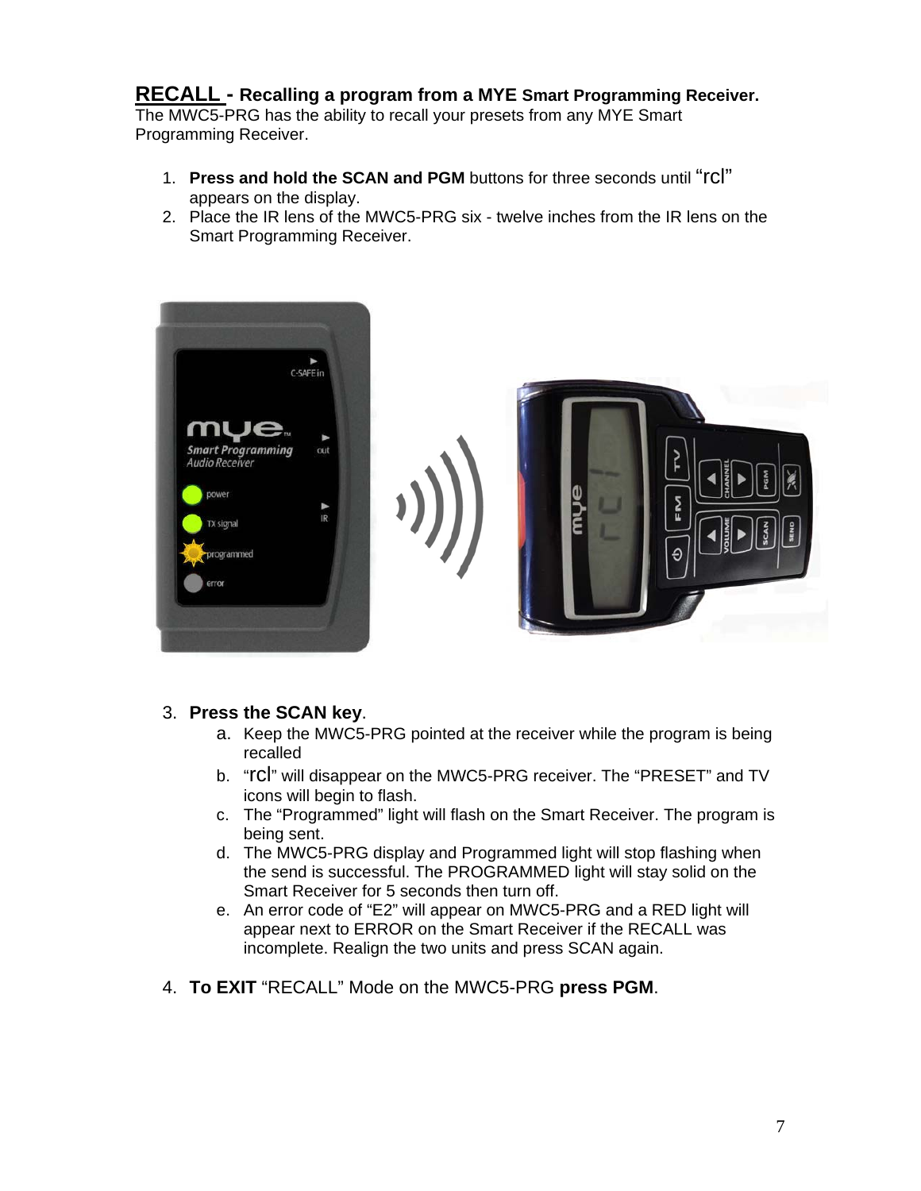## RECALL - Recalling a program from a MYE Smart Programming Receiver.

The MWC5-PRG has the ability to recall your presets from any MYE Smart Programming Receiver.

1. **Press and hold the SCAN and PGM** buttons for three seconds until "rcl" appears on the display.
2. Place the IR lens of the MWC5-PRG six - twelve inches from the IR lens on the Smart Programming Receiver.

3. **Press the SCAN key**.
   a. Keep the MWC5-PRG pointed at the receiver while the program is being recalled
   b. "rcl" will disappear on the MWC5-PRG receiver. The "PRESET" and TV icons will begin to flash.
   c. The "Programmed" light will flash on the Smart Receiver. The program is being sent.
   d. The MWC5-PRG display and Programmed light will stop flashing when the send is successful. The PROGRAMMED light will stay solid on the Smart Receiver for 5 seconds then turn off.
   e. An error code of "E2" will appear on MWC5-PRG and a RED light will appear next to ERROR on the Smart Receiver if the RECALL was incomplete. Realign the two units and press SCAN again.

4. **To EXIT** "RECALL" Mode on the MWC5-PRG **press PGM**.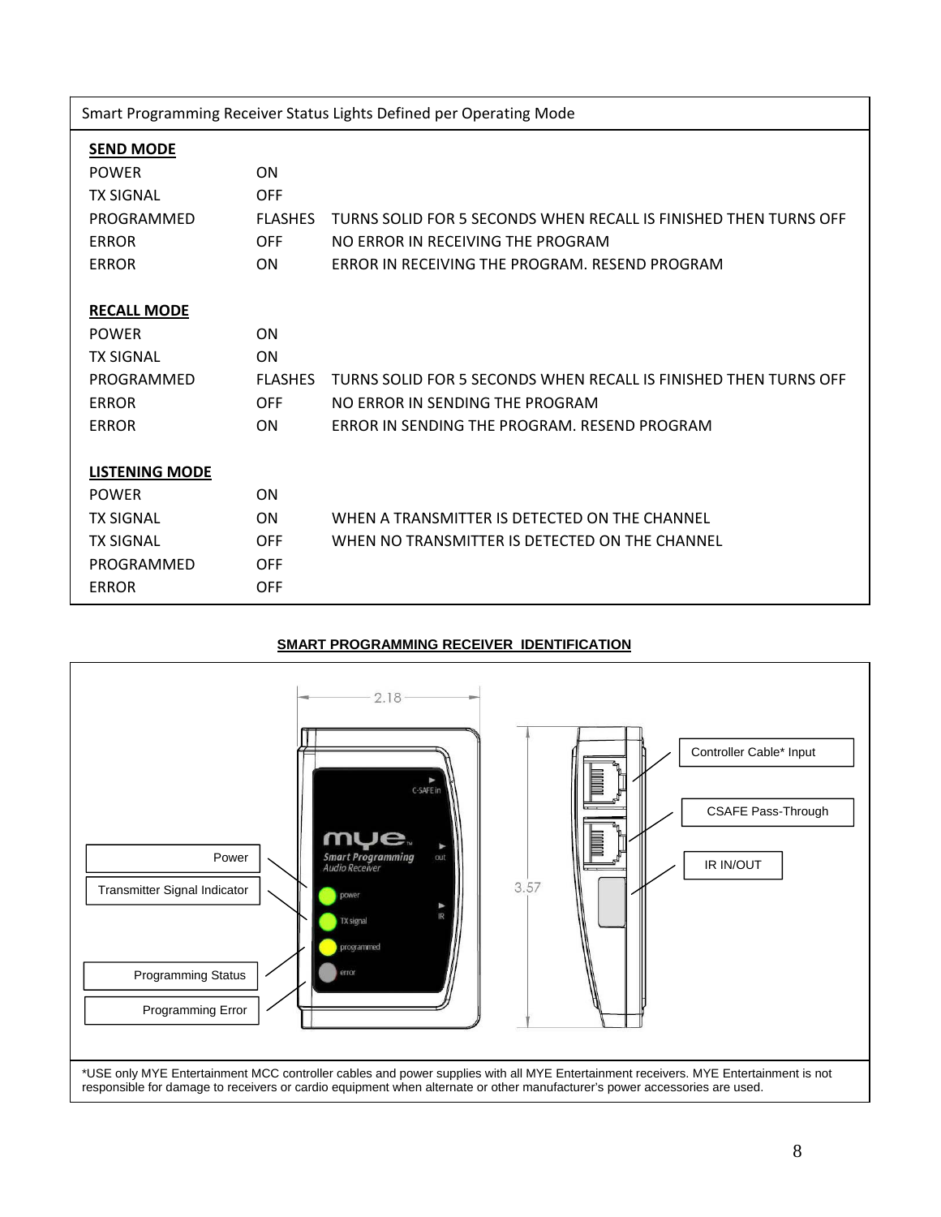| Smart Programming Receiver Status Lights Defined per Operating Mode | | |
|---|---|---|
| **SEND MODE** | | |
| POWER | ON | |
| TX SIGNAL | OFF | |
| PROGRAMMED | FLASHES | TURNS SOLID FOR 5 SECONDS WHEN RECALL IS FINISHED THEN TURNS OFF |
| ERROR | OFF | NO ERROR IN RECEIVING THE PROGRAM |
| ERROR | ON | ERROR IN RECEIVING THE PROGRAM. RESEND PROGRAM |
| **RECALL MODE** | | |
| POWER | ON | |
| TX SIGNAL | ON | |
| PROGRAMMED | FLASHES | TURNS SOLID FOR 5 SECONDS WHEN RECALL IS FINISHED THEN TURNS OFF |
| ERROR | OFF | NO ERROR IN SENDING THE PROGRAM |
| ERROR | ON | ERROR IN SENDING THE PROGRAM. RESEND PROGRAM |
| **LISTENING MODE** | | |
| POWER | ON | |
| TX SIGNAL | ON | WHEN A TRANSMITTER IS DETECTED ON THE CHANNEL |
| TX SIGNAL | OFF | WHEN NO TRANSMITTER IS DETECTED ON THE CHANNEL |
| PROGRAMMED | OFF | |
| ERROR | OFF | |

**SMART PROGRAMMING RECEIVER IDENTIFICATION**

2.18

3.57

mye™ Smart Programming Audio Receiver

C-SAFE in

out

IR

power

TX signal

programmed

error

Power

Transmitter Signal Indicator

Programming Status

Programming Error

Controller Cable* Input

CSAFE Pass-Through

IR IN/OUT

*USE only MYE Entertainment MCC controller cables and power supplies with all MYE Entertainment receivers. MYE Entertainment is not responsible for damage to receivers or cardio equipment when alternate or other manufacturer's power accessories are used.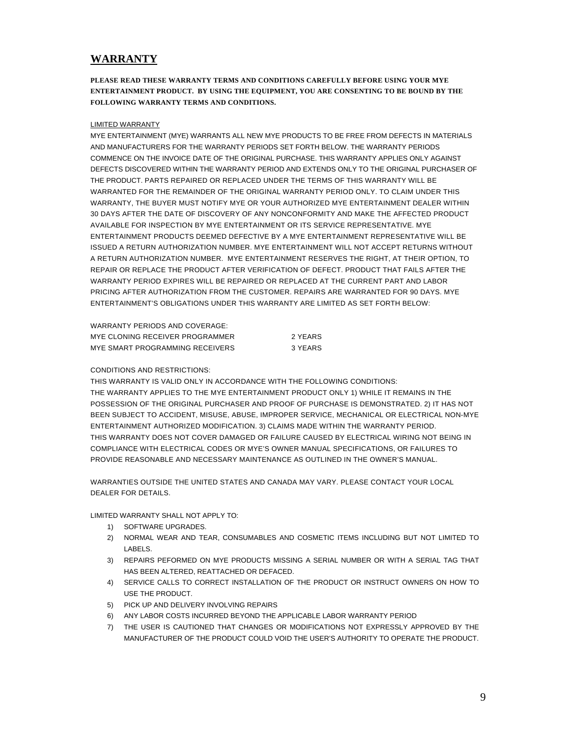# WARRANTY

**PLEASE READ THESE WARRANTY TERMS AND CONDITIONS CAREFULLY BEFORE USING YOUR MYE ENTERTAINMENT PRODUCT. BY USING THE EQUIPMENT, YOU ARE CONSENTING TO BE BOUND BY THE FOLLOWING WARRANTY TERMS AND CONDITIONS.**

LIMITED WARRANTY

MYE ENTERTAINMENT (MYE) WARRANTS ALL NEW MYE PRODUCTS TO BE FREE FROM DEFECTS IN MATERIALS AND MANUFACTURERS FOR THE WARRANTY PERIODS SET FORTH BELOW. THE WARRANTY PERIODS COMMENCE ON THE INVOICE DATE OF THE ORIGINAL PURCHASE. THIS WARRANTY APPLIES ONLY AGAINST DEFECTS DISCOVERED WITHIN THE WARRANTY PERIOD AND EXTENDS ONLY TO THE ORIGINAL PURCHASER OF THE PRODUCT. PARTS REPAIRED OR REPLACED UNDER THE TERMS OF THIS WARRANTY WILL BE WARRANTED FOR THE REMAINDER OF THE ORIGINAL WARRANTY PERIOD ONLY. TO CLAIM UNDER THIS WARRANTY, THE BUYER MUST NOTIFY MYE OR YOUR AUTHORIZED MYE ENTERTAINMENT DEALER WITHIN 30 DAYS AFTER THE DATE OF DISCOVERY OF ANY NONCONFORMITY AND MAKE THE AFFECTED PRODUCT AVAILABLE FOR INSPECTION BY MYE ENTERTAINMENT OR ITS SERVICE REPRESENTATIVE. MYE ENTERTAINMENT PRODUCTS DEEMED DEFECTIVE BY A MYE ENTERTAINMENT REPRESENTATIVE WILL BE ISSUED A RETURN AUTHORIZATION NUMBER. MYE ENTERTAINMENT WILL NOT ACCEPT RETURNS WITHOUT A RETURN AUTHORIZATION NUMBER. MYE ENTERTAINMENT RESERVES THE RIGHT, AT THEIR OPTION, TO REPAIR OR REPLACE THE PRODUCT AFTER VERIFICATION OF DEFECT. PRODUCT THAT FAILS AFTER THE WARRANTY PERIOD EXPIRES WILL BE REPAIRED OR REPLACED AT THE CURRENT PART AND LABOR PRICING AFTER AUTHORIZATION FROM THE CUSTOMER. REPAIRS ARE WARRANTED FOR 90 DAYS. MYE ENTERTAINMENT'S OBLIGATIONS UNDER THIS WARRANTY ARE LIMITED AS SET FORTH BELOW:

WARRANTY PERIODS AND COVERAGE:

| | |
|---|---|
| MYE CLONING RECEIVER PROGRAMMER | 2 YEARS |
| MYE SMART PROGRAMMING RECEIVERS | 3 YEARS |

CONDITIONS AND RESTRICTIONS:

THIS WARRANTY IS VALID ONLY IN ACCORDANCE WITH THE FOLLOWING CONDITIONS:
THE WARRANTY APPLIES TO THE MYE ENTERTAINMENT PRODUCT ONLY 1) WHILE IT REMAINS IN THE POSSESSION OF THE ORIGINAL PURCHASER AND PROOF OF PURCHASE IS DEMONSTRATED. 2) IT HAS NOT BEEN SUBJECT TO ACCIDENT, MISUSE, ABUSE, IMPROPER SERVICE, MECHANICAL OR ELECTRICAL NON-MYE ENTERTAINMENT AUTHORIZED MODIFICATION. 3) CLAIMS MADE WITHIN THE WARRANTY PERIOD.
THIS WARRANTY DOES NOT COVER DAMAGED OR FAILURE CAUSED BY ELECTRICAL WIRING NOT BEING IN COMPLIANCE WITH ELECTRICAL CODES OR MYE'S OWNER MANUAL SPECIFICATIONS, OR FAILURES TO PROVIDE REASONABLE AND NECESSARY MAINTENANCE AS OUTLINED IN THE OWNER'S MANUAL.

WARRANTIES OUTSIDE THE UNITED STATES AND CANADA MAY VARY. PLEASE CONTACT YOUR LOCAL DEALER FOR DETAILS.

LIMITED WARRANTY SHALL NOT APPLY TO:

1) SOFTWARE UPGRADES.
2) NORMAL WEAR AND TEAR, CONSUMABLES AND COSMETIC ITEMS INCLUDING BUT NOT LIMITED TO LABELS.
3) REPAIRS PEFORMED ON MYE PRODUCTS MISSING A SERIAL NUMBER OR WITH A SERIAL TAG THAT HAS BEEN ALTERED, REATTACHED OR DEFACED.
4) SERVICE CALLS TO CORRECT INSTALLATION OF THE PRODUCT OR INSTRUCT OWNERS ON HOW TO USE THE PRODUCT.
5) PICK UP AND DELIVERY INVOLVING REPAIRS
6) ANY LABOR COSTS INCURRED BEYOND THE APPLICABLE LABOR WARRANTY PERIOD
7) THE USER IS CAUTIONED THAT CHANGES OR MODIFICATIONS NOT EXPRESSLY APPROVED BY THE MANUFACTURER OF THE PRODUCT COULD VOID THE USER'S AUTHORITY TO OPERATE THE PRODUCT.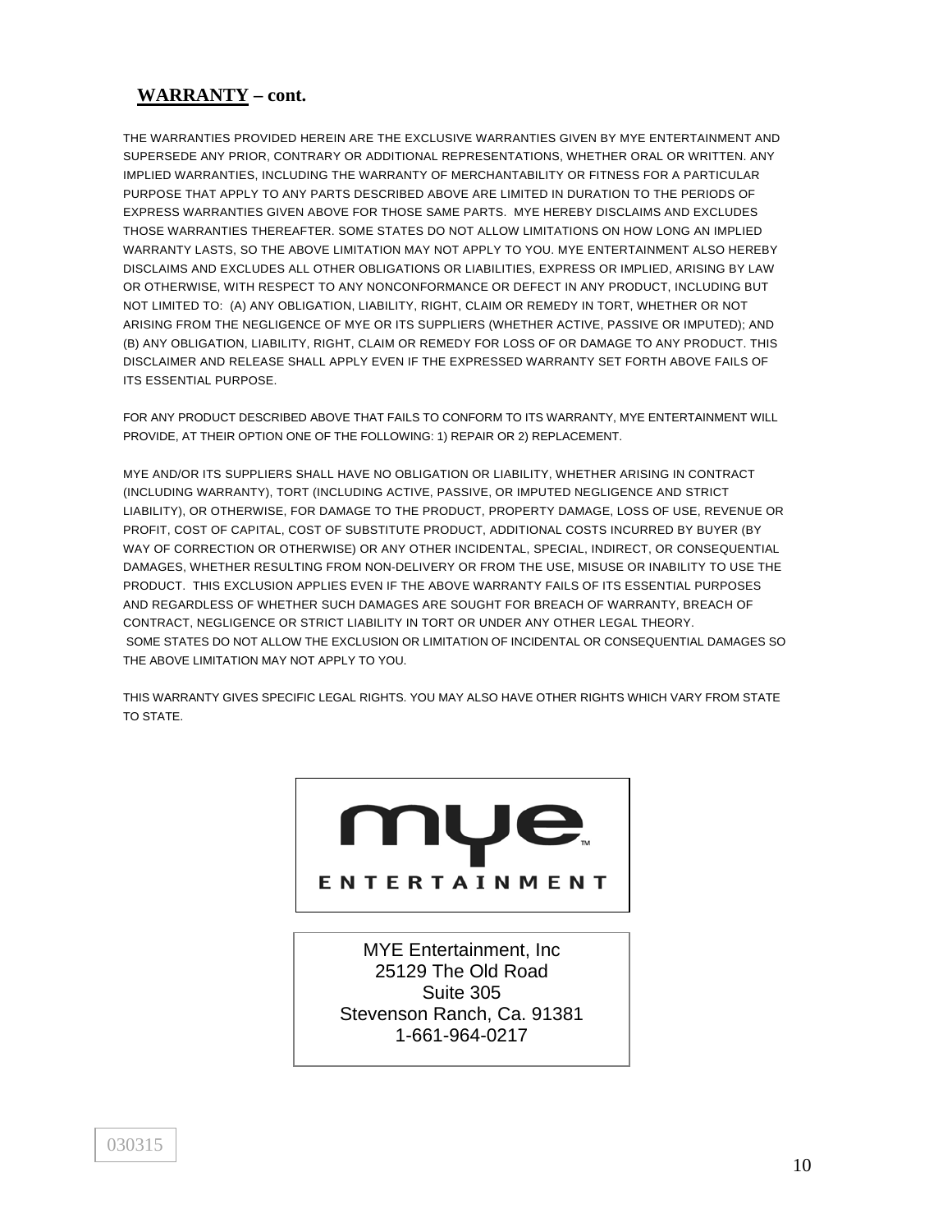## **WARRANTY – cont.**

THE WARRANTIES PROVIDED HEREIN ARE THE EXCLUSIVE WARRANTIES GIVEN BY MYE ENTERTAINMENT AND SUPERSEDE ANY PRIOR, CONTRARY OR ADDITIONAL REPRESENTATIONS, WHETHER ORAL OR WRITTEN. ANY IMPLIED WARRANTIES, INCLUDING THE WARRANTY OF MERCHANTABILITY OR FITNESS FOR A PARTICULAR PURPOSE THAT APPLY TO ANY PARTS DESCRIBED ABOVE ARE LIMITED IN DURATION TO THE PERIODS OF EXPRESS WARRANTIES GIVEN ABOVE FOR THOSE SAME PARTS. MYE HEREBY DISCLAIMS AND EXCLUDES THOSE WARRANTIES THEREAFTER. SOME STATES DO NOT ALLOW LIMITATIONS ON HOW LONG AN IMPLIED WARRANTY LASTS, SO THE ABOVE LIMITATION MAY NOT APPLY TO YOU. MYE ENTERTAINMENT ALSO HEREBY DISCLAIMS AND EXCLUDES ALL OTHER OBLIGATIONS OR LIABILITIES, EXPRESS OR IMPLIED, ARISING BY LAW OR OTHERWISE, WITH RESPECT TO ANY NONCONFORMANCE OR DEFECT IN ANY PRODUCT, INCLUDING BUT NOT LIMITED TO: (A) ANY OBLIGATION, LIABILITY, RIGHT, CLAIM OR REMEDY IN TORT, WHETHER OR NOT ARISING FROM THE NEGLIGENCE OF MYE OR ITS SUPPLIERS (WHETHER ACTIVE, PASSIVE OR IMPUTED); AND (B) ANY OBLIGATION, LIABILITY, RIGHT, CLAIM OR REMEDY FOR LOSS OF OR DAMAGE TO ANY PRODUCT. THIS DISCLAIMER AND RELEASE SHALL APPLY EVEN IF THE EXPRESSED WARRANTY SET FORTH ABOVE FAILS OF ITS ESSENTIAL PURPOSE.

FOR ANY PRODUCT DESCRIBED ABOVE THAT FAILS TO CONFORM TO ITS WARRANTY, MYE ENTERTAINMENT WILL PROVIDE, AT THEIR OPTION ONE OF THE FOLLOWING: 1) REPAIR OR 2) REPLACEMENT.

MYE AND/OR ITS SUPPLIERS SHALL HAVE NO OBLIGATION OR LIABILITY, WHETHER ARISING IN CONTRACT (INCLUDING WARRANTY), TORT (INCLUDING ACTIVE, PASSIVE, OR IMPUTED NEGLIGENCE AND STRICT LIABILITY), OR OTHERWISE, FOR DAMAGE TO THE PRODUCT, PROPERTY DAMAGE, LOSS OF USE, REVENUE OR PROFIT, COST OF CAPITAL, COST OF SUBSTITUTE PRODUCT, ADDITIONAL COSTS INCURRED BY BUYER (BY WAY OF CORRECTION OR OTHERWISE) OR ANY OTHER INCIDENTAL, SPECIAL, INDIRECT, OR CONSEQUENTIAL DAMAGES, WHETHER RESULTING FROM NON-DELIVERY OR FROM THE USE, MISUSE OR INABILITY TO USE THE PRODUCT. THIS EXCLUSION APPLIES EVEN IF THE ABOVE WARRANTY FAILS OF ITS ESSENTIAL PURPOSES AND REGARDLESS OF WHETHER SUCH DAMAGES ARE SOUGHT FOR BREACH OF WARRANTY, BREACH OF CONTRACT, NEGLIGENCE OR STRICT LIABILITY IN TORT OR UNDER ANY OTHER LEGAL THEORY.
SOME STATES DO NOT ALLOW THE EXCLUSION OR LIMITATION OF INCIDENTAL OR CONSEQUENTIAL DAMAGES SO THE ABOVE LIMITATION MAY NOT APPLY TO YOU.

THIS WARRANTY GIVES SPECIFIC LEGAL RIGHTS. YOU MAY ALSO HAVE OTHER RIGHTS WHICH VARY FROM STATE TO STATE.

mye™
ENTERTAINMENT

MYE Entertainment, Inc
25129 The Old Road
Suite 305
Stevenson Ranch, Ca. 91381
1-661-964-0217

030315